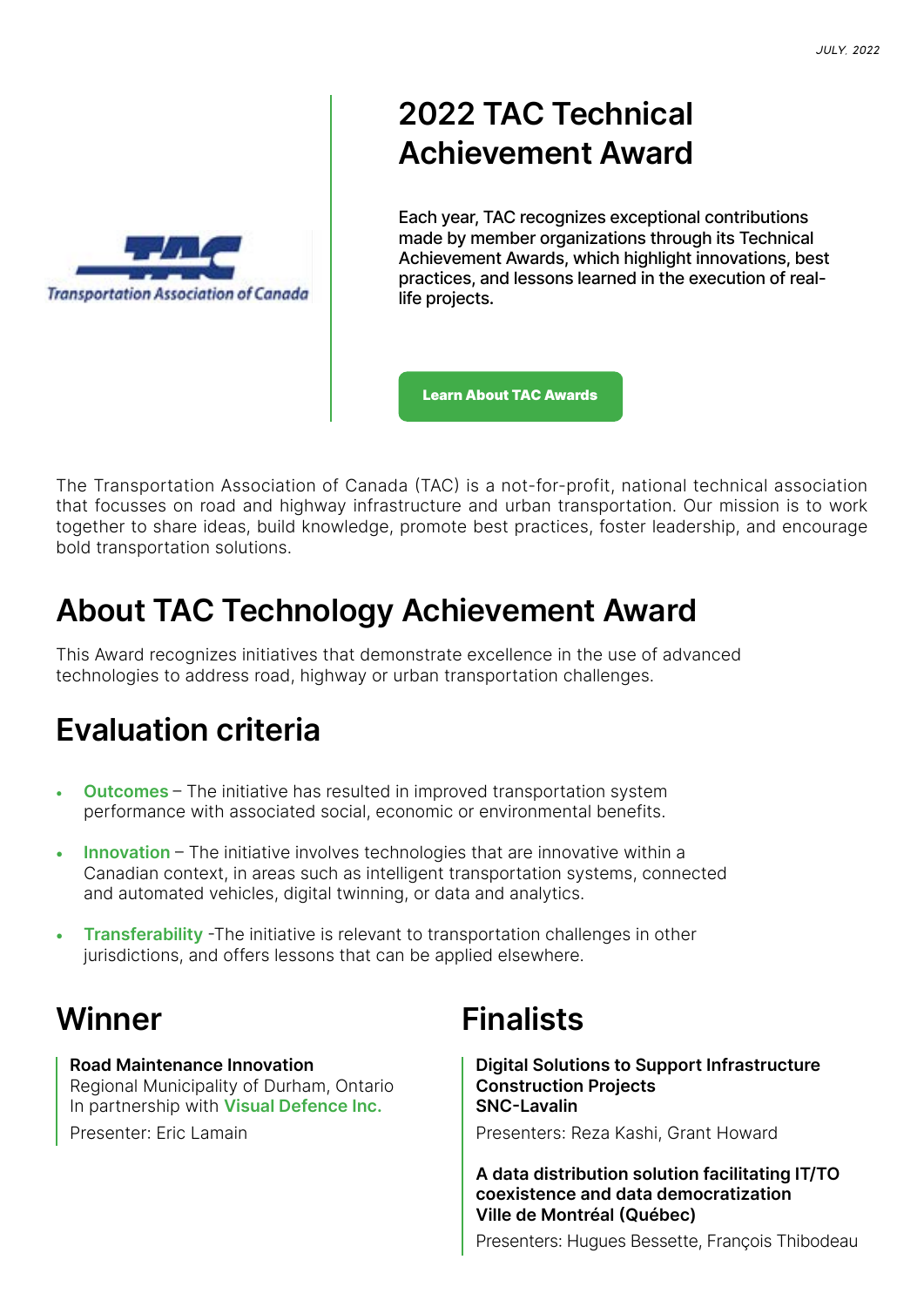JULY, 2022

# 2022 TAC Technical Achievement Award

Each year, TAC recognizes exceptional contributions made by member organizations through its Technical Achievement Awards, which highlight innovations, best practices, and lessons learned in the execution of real-life projects.

Learn About TAC Awards

The Transportation Association of Canada (TAC) is a not-for-profit, national technical association that focusses on road and highway infrastructure and urban transportation. Our mission is to work together to share ideas, build knowledge, promote best practices, foster leadership, and encourage bold transportation solutions.

## About TAC Technology Achievement Award

This Award recognizes initiatives that demonstrate excellence in the use of advanced technologies to address road, highway or urban transportation challenges.

## Evaluation criteria

- **Outcomes** – The initiative has resulted in improved transportation system performance with associated social, economic or environmental benefits.
- **Innovation** – The initiative involves technologies that are innovative within a Canadian context, in areas such as intelligent transportation systems, connected and automated vehicles, digital twinning, or data and analytics.
- **Transferability** -The initiative is relevant to transportation challenges in other jurisdictions, and offers lessons that can be applied elsewhere.

## Winner

**Road Maintenance Innovation**
Regional Municipality of Durham, Ontario
In partnership with **Visual Defence Inc.**

Presenter: Eric Lamain

## Finalists

**Digital Solutions to Support Infrastructure Construction Projects**
**SNC-Lavalin**

Presenters: Reza Kashi, Grant Howard

**A data distribution solution facilitating IT/TO coexistence and data democratization**
**Ville de Montréal (Québec)**

Presenters: Hugues Bessette, François Thibodeau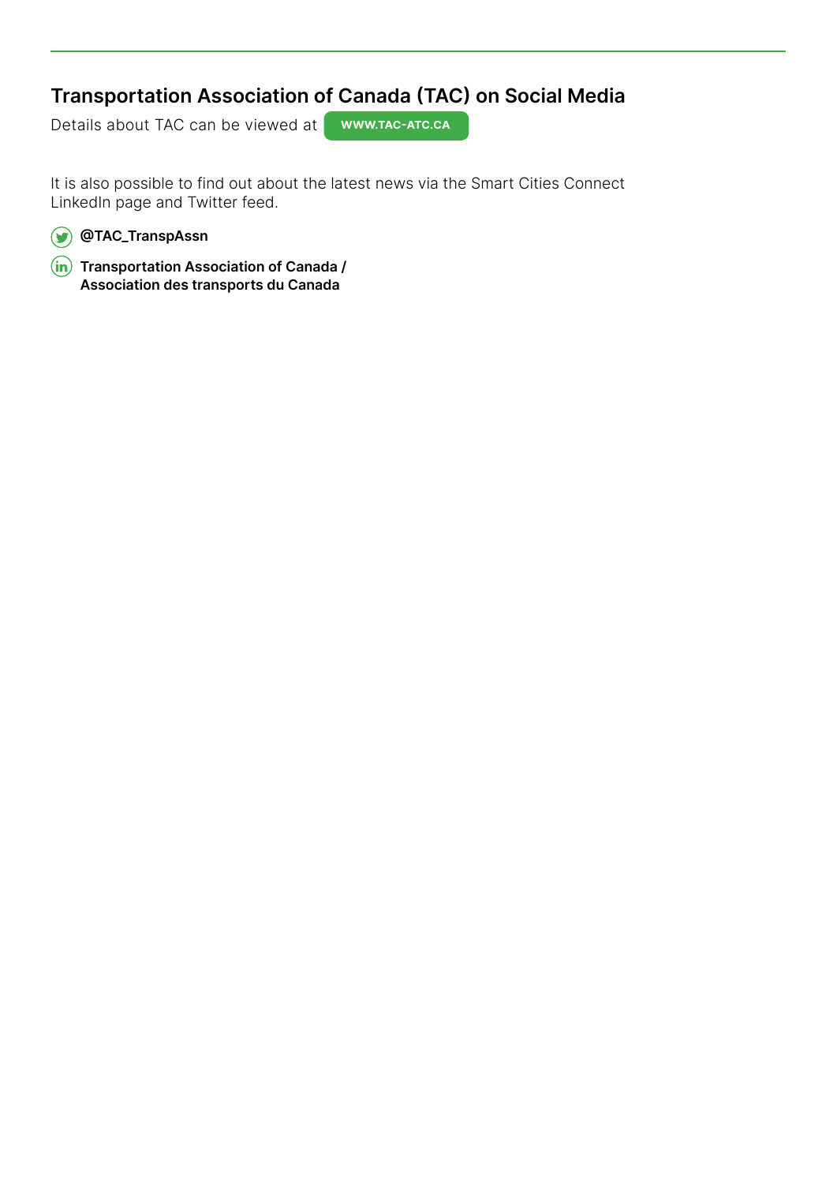## Transportation Association of Canada (TAC) on Social Media

Details about TAC can be viewed at **WWW.TAC-ATC.CA**

It is also possible to find out about the latest news via the Smart Cities Connect LinkedIn page and Twitter feed.

**@TAC_TranspAssn**

**Transportation Association of Canada / Association des transports du Canada**